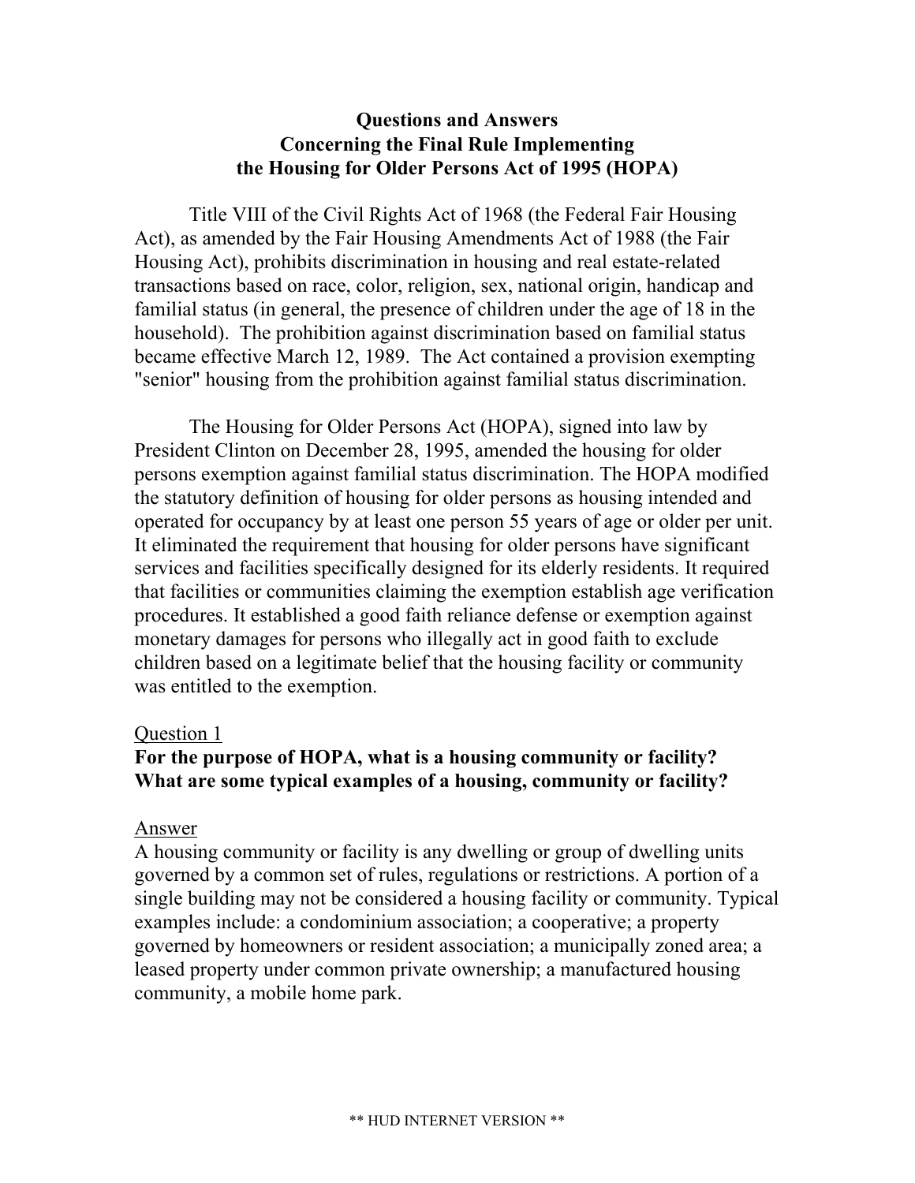# Questions and Answers
# Concerning the Final Rule Implementing
# the Housing for Older Persons Act of 1995 (HOPA)

Title VIII of the Civil Rights Act of 1968 (the Federal Fair Housing Act), as amended by the Fair Housing Amendments Act of 1988 (the Fair Housing Act), prohibits discrimination in housing and real estate-related transactions based on race, color, religion, sex, national origin, handicap and familial status (in general, the presence of children under the age of 18 in the household). The prohibition against discrimination based on familial status became effective March 12, 1989. The Act contained a provision exempting "senior" housing from the prohibition against familial status discrimination.

The Housing for Older Persons Act (HOPA), signed into law by President Clinton on December 28, 1995, amended the housing for older persons exemption against familial status discrimination. The HOPA modified the statutory definition of housing for older persons as housing intended and operated for occupancy by at least one person 55 years of age or older per unit. It eliminated the requirement that housing for older persons have significant services and facilities specifically designed for its elderly residents. It required that facilities or communities claiming the exemption establish age verification procedures. It established a good faith reliance defense or exemption against monetary damages for persons who illegally act in good faith to exclude children based on a legitimate belief that the housing facility or community was entitled to the exemption.

Question 1

**For the purpose of HOPA, what is a housing community or facility? What are some typical examples of a housing, community or facility?**

Answer

A housing community or facility is any dwelling or group of dwelling units governed by a common set of rules, regulations or restrictions. A portion of a single building may not be considered a housing facility or community. Typical examples include: a condominium association; a cooperative; a property governed by homeowners or resident association; a municipally zoned area; a leased property under common private ownership; a manufactured housing community, a mobile home park.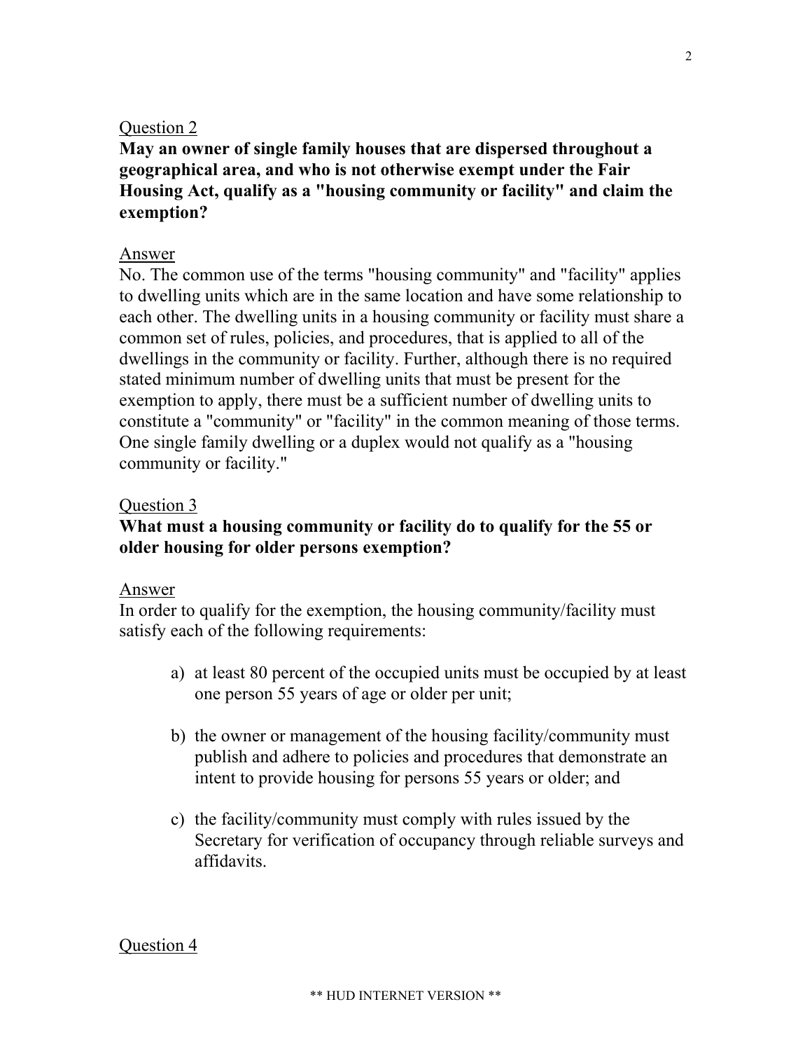Question 2

**May an owner of single family houses that are dispersed throughout a geographical area, and who is not otherwise exempt under the Fair Housing Act, qualify as a "housing community or facility" and claim the exemption?**

Answer

No. The common use of the terms "housing community" and "facility" applies to dwelling units which are in the same location and have some relationship to each other. The dwelling units in a housing community or facility must share a common set of rules, policies, and procedures, that is applied to all of the dwellings in the community or facility. Further, although there is no required stated minimum number of dwelling units that must be present for the exemption to apply, there must be a sufficient number of dwelling units to constitute a "community" or "facility" in the common meaning of those terms. One single family dwelling or a duplex would not qualify as a "housing community or facility."

Question 3

**What must a housing community or facility do to qualify for the 55 or older housing for older persons exemption?**

Answer

In order to qualify for the exemption, the housing community/facility must satisfy each of the following requirements:

a) at least 80 percent of the occupied units must be occupied by at least one person 55 years of age or older per unit;

b) the owner or management of the housing facility/community must publish and adhere to policies and procedures that demonstrate an intent to provide housing for persons 55 years or older; and

c) the facility/community must comply with rules issued by the Secretary for verification of occupancy through reliable surveys and affidavits.

Question 4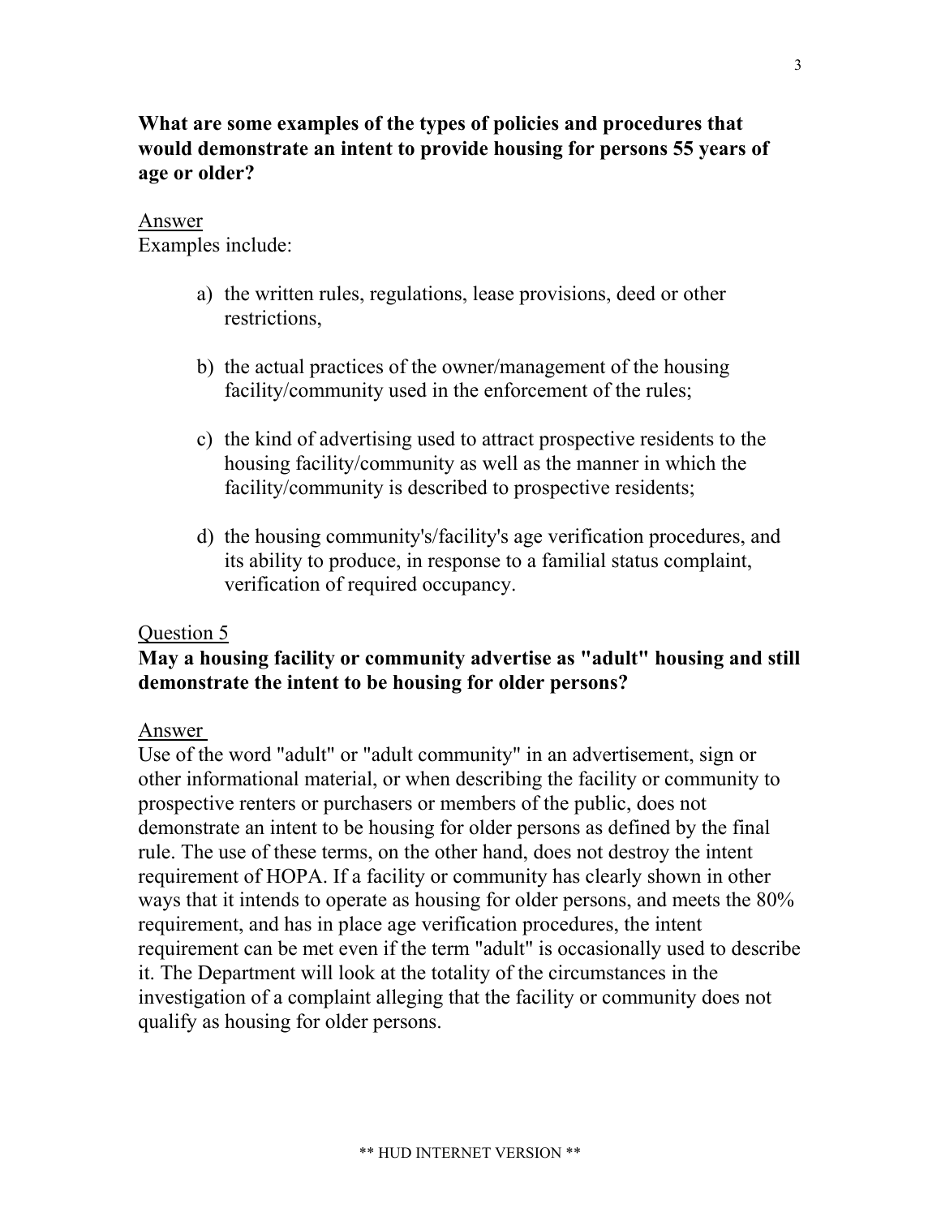**What are some examples of the types of policies and procedures that would demonstrate an intent to provide housing for persons 55 years of age or older?**

Answer

Examples include:

a) the written rules, regulations, lease provisions, deed or other restrictions,

b) the actual practices of the owner/management of the housing facility/community used in the enforcement of the rules;

c) the kind of advertising used to attract prospective residents to the housing facility/community as well as the manner in which the facility/community is described to prospective residents;

d) the housing community's/facility's age verification procedures, and its ability to produce, in response to a familial status complaint, verification of required occupancy.

Question 5

**May a housing facility or community advertise as "adult" housing and still demonstrate the intent to be housing for older persons?**

Answer

Use of the word "adult" or "adult community" in an advertisement, sign or other informational material, or when describing the facility or community to prospective renters or purchasers or members of the public, does not demonstrate an intent to be housing for older persons as defined by the final rule. The use of these terms, on the other hand, does not destroy the intent requirement of HOPA. If a facility or community has clearly shown in other ways that it intends to operate as housing for older persons, and meets the 80% requirement, and has in place age verification procedures, the intent requirement can be met even if the term "adult" is occasionally used to describe it. The Department will look at the totality of the circumstances in the investigation of a complaint alleging that the facility or community does not qualify as housing for older persons.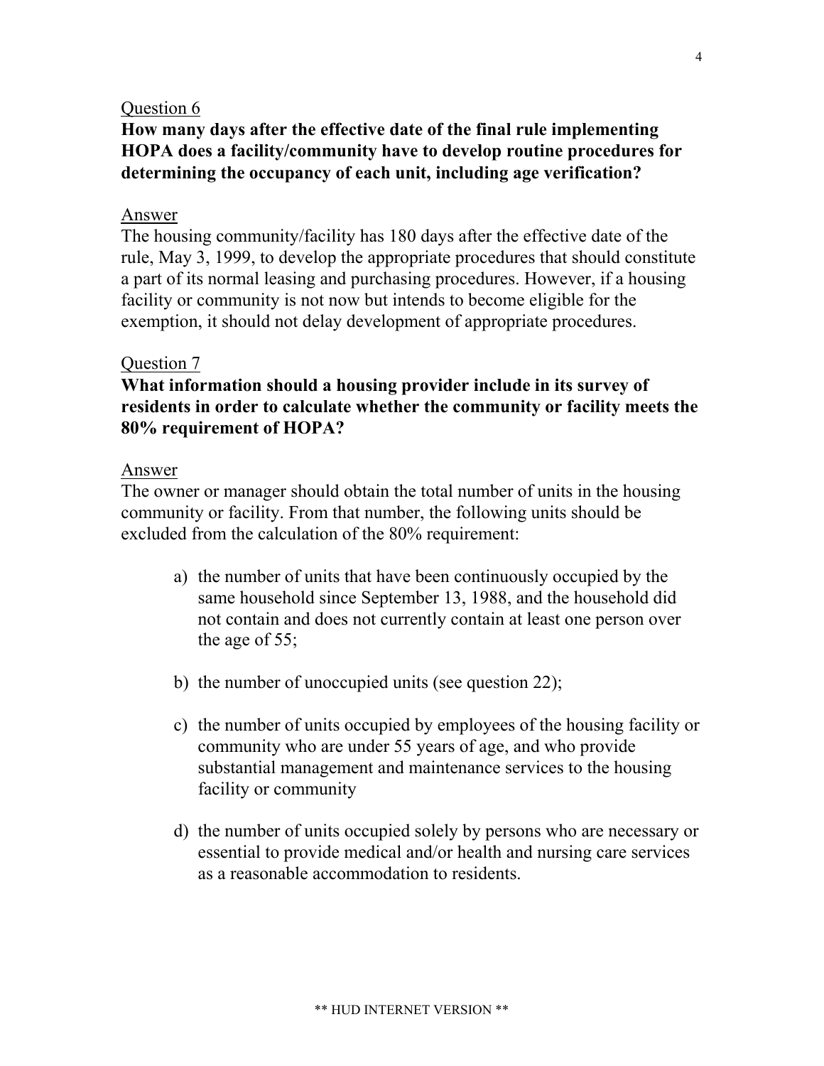Question 6

**How many days after the effective date of the final rule implementing HOPA does a facility/community have to develop routine procedures for determining the occupancy of each unit, including age verification?**

Answer

The housing community/facility has 180 days after the effective date of the rule, May 3, 1999, to develop the appropriate procedures that should constitute a part of its normal leasing and purchasing procedures. However, if a housing facility or community is not now but intends to become eligible for the exemption, it should not delay development of appropriate procedures.

Question 7

**What information should a housing provider include in its survey of residents in order to calculate whether the community or facility meets the 80% requirement of HOPA?**

Answer

The owner or manager should obtain the total number of units in the housing community or facility. From that number, the following units should be excluded from the calculation of the 80% requirement:

a) the number of units that have been continuously occupied by the same household since September 13, 1988, and the household did not contain and does not currently contain at least one person over the age of 55;

b) the number of unoccupied units (see question 22);

c) the number of units occupied by employees of the housing facility or community who are under 55 years of age, and who provide substantial management and maintenance services to the housing facility or community

d) the number of units occupied solely by persons who are necessary or essential to provide medical and/or health and nursing care services as a reasonable accommodation to residents.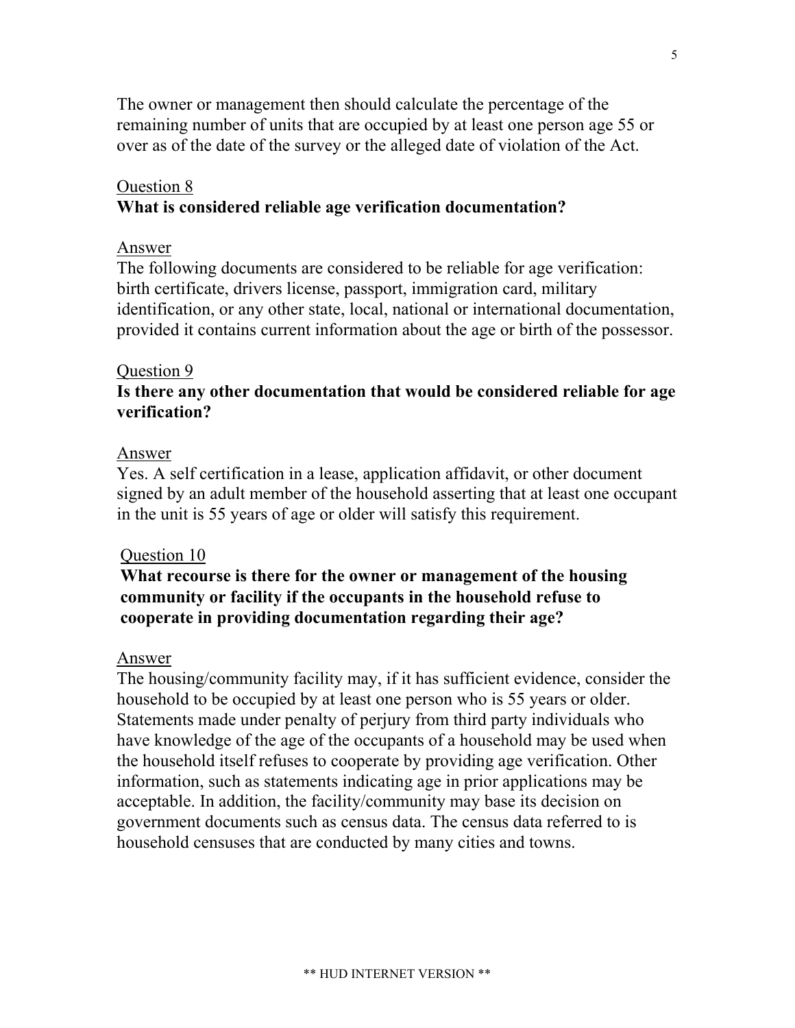The owner or management then should calculate the percentage of the remaining number of units that are occupied by at least one person age 55 or over as of the date of the survey or the alleged date of violation of the Act.

Question 8

**What is considered reliable age verification documentation?**

Answer

The following documents are considered to be reliable for age verification: birth certificate, drivers license, passport, immigration card, military identification, or any other state, local, national or international documentation, provided it contains current information about the age or birth of the possessor.

Question 9

**Is there any other documentation that would be considered reliable for age verification?**

Answer

Yes. A self certification in a lease, application affidavit, or other document signed by an adult member of the household asserting that at least one occupant in the unit is 55 years of age or older will satisfy this requirement.

Question 10

**What recourse is there for the owner or management of the housing community or facility if the occupants in the household refuse to cooperate in providing documentation regarding their age?**

Answer

The housing/community facility may, if it has sufficient evidence, consider the household to be occupied by at least one person who is 55 years or older. Statements made under penalty of perjury from third party individuals who have knowledge of the age of the occupants of a household may be used when the household itself refuses to cooperate by providing age verification. Other information, such as statements indicating age in prior applications may be acceptable. In addition, the facility/community may base its decision on government documents such as census data. The census data referred to is household censuses that are conducted by many cities and towns.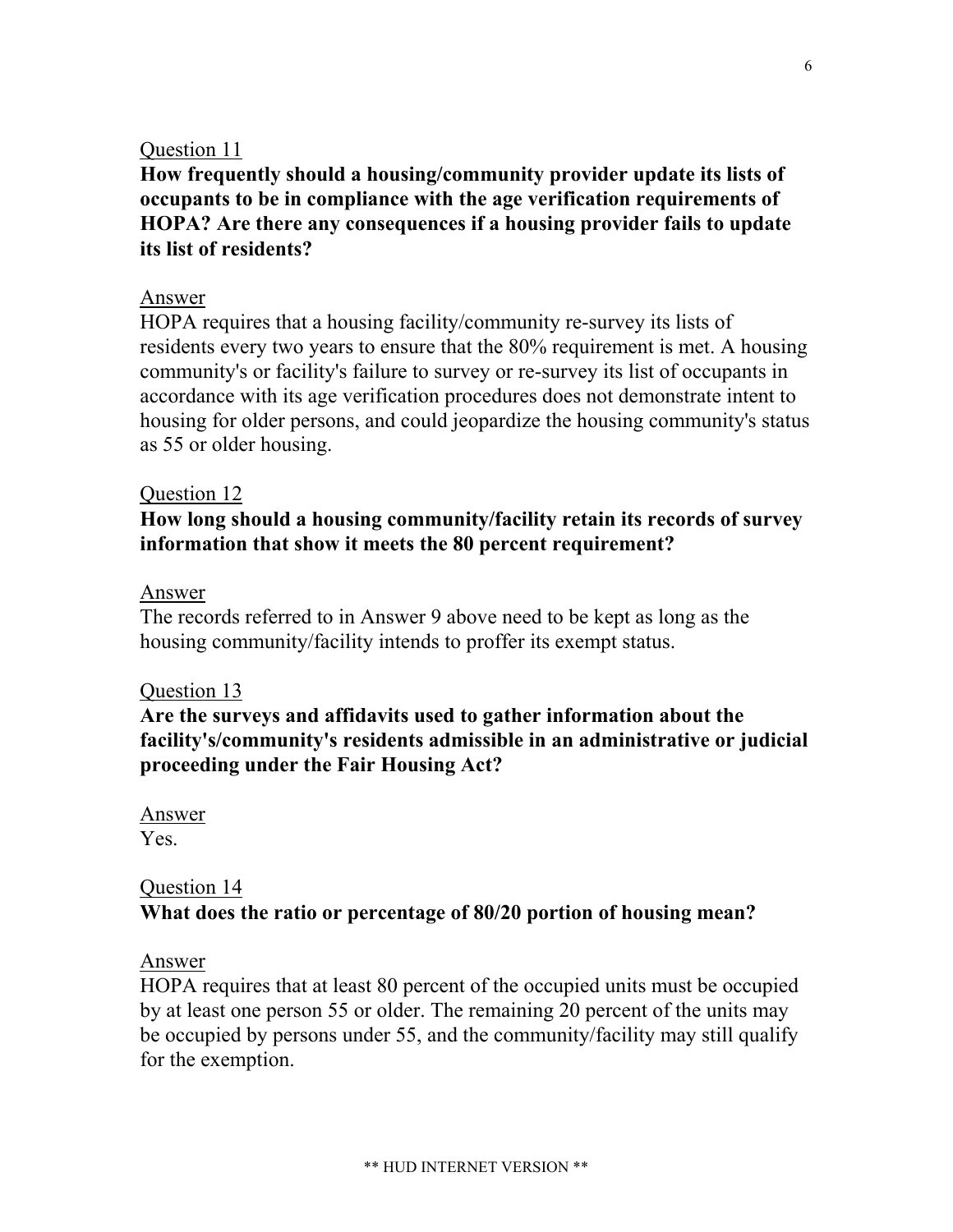Question 11

**How frequently should a housing/community provider update its lists of occupants to be in compliance with the age verification requirements of HOPA? Are there any consequences if a housing provider fails to update its list of residents?**

Answer

HOPA requires that a housing facility/community re-survey its lists of residents every two years to ensure that the 80% requirement is met. A housing community's or facility's failure to survey or re-survey its list of occupants in accordance with its age verification procedures does not demonstrate intent to housing for older persons, and could jeopardize the housing community's status as 55 or older housing.

Question 12

**How long should a housing community/facility retain its records of survey information that show it meets the 80 percent requirement?**

Answer

The records referred to in Answer 9 above need to be kept as long as the housing community/facility intends to proffer its exempt status.

Question 13

**Are the surveys and affidavits used to gather information about the facility's/community's residents admissible in an administrative or judicial proceeding under the Fair Housing Act?**

Answer

Yes.

Question 14

**What does the ratio or percentage of 80/20 portion of housing mean?**

Answer

HOPA requires that at least 80 percent of the occupied units must be occupied by at least one person 55 or older. The remaining 20 percent of the units may be occupied by persons under 55, and the community/facility may still qualify for the exemption.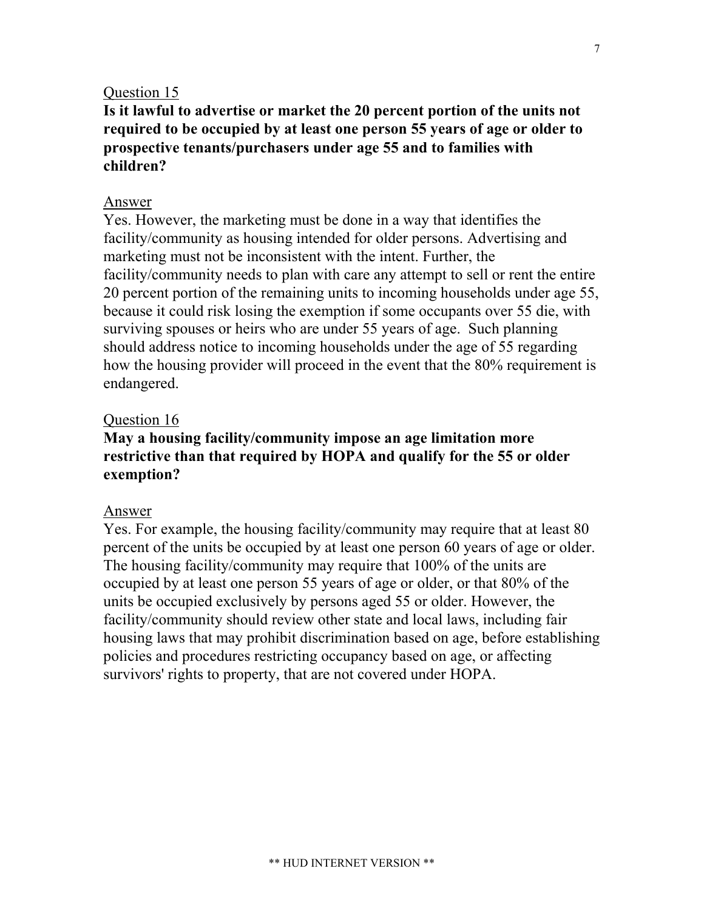Question 15

**Is it lawful to advertise or market the 20 percent portion of the units not required to be occupied by at least one person 55 years of age or older to prospective tenants/purchasers under age 55 and to families with children?**

Answer

Yes. However, the marketing must be done in a way that identifies the facility/community as housing intended for older persons. Advertising and marketing must not be inconsistent with the intent. Further, the facility/community needs to plan with care any attempt to sell or rent the entire 20 percent portion of the remaining units to incoming households under age 55, because it could risk losing the exemption if some occupants over 55 die, with surviving spouses or heirs who are under 55 years of age. Such planning should address notice to incoming households under the age of 55 regarding how the housing provider will proceed in the event that the 80% requirement is endangered.

Question 16

**May a housing facility/community impose an age limitation more restrictive than that required by HOPA and qualify for the 55 or older exemption?**

Answer

Yes. For example, the housing facility/community may require that at least 80 percent of the units be occupied by at least one person 60 years of age or older. The housing facility/community may require that 100% of the units are occupied by at least one person 55 years of age or older, or that 80% of the units be occupied exclusively by persons aged 55 or older. However, the facility/community should review other state and local laws, including fair housing laws that may prohibit discrimination based on age, before establishing policies and procedures restricting occupancy based on age, or affecting survivors' rights to property, that are not covered under HOPA.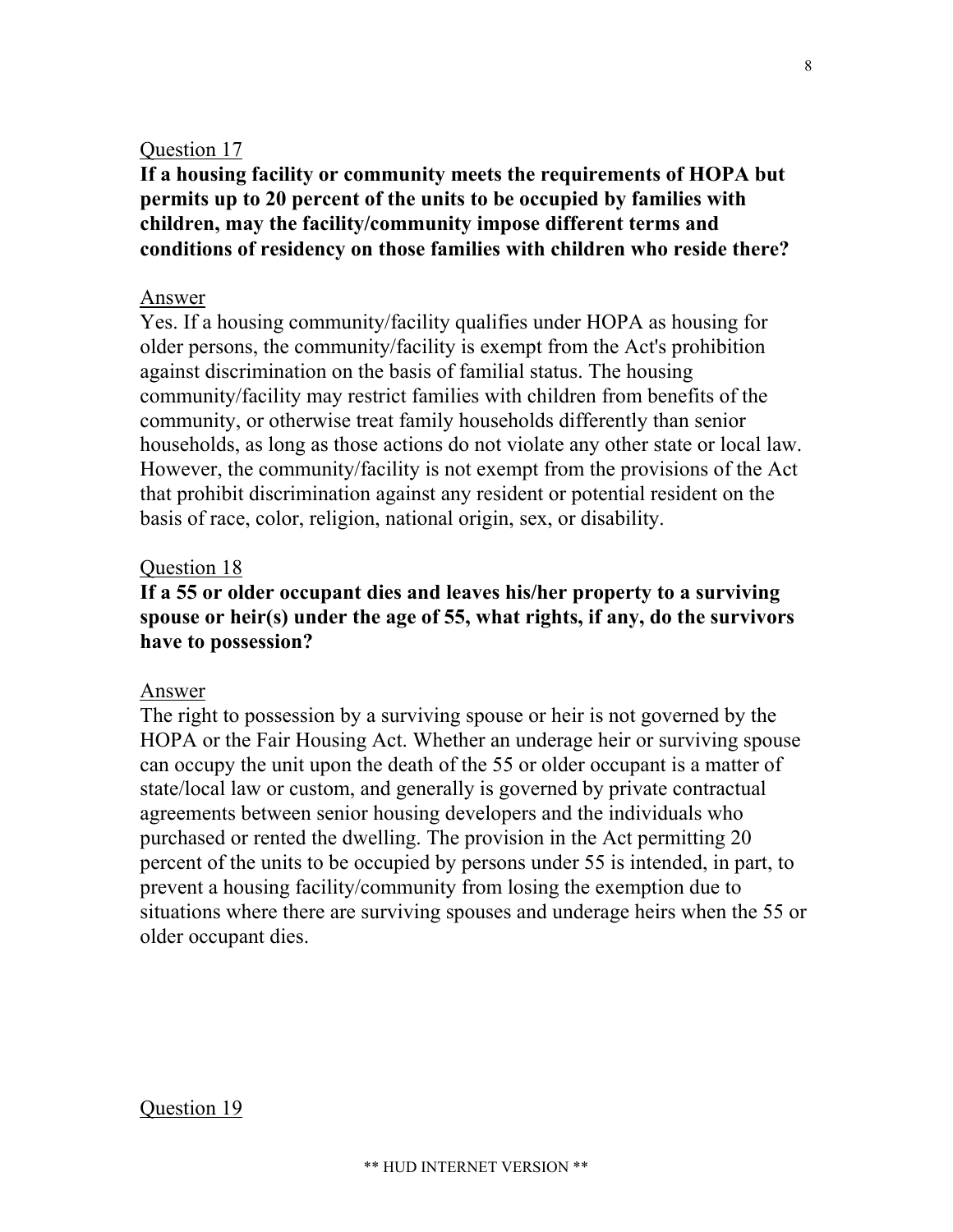Question 17

**If a housing facility or community meets the requirements of HOPA but permits up to 20 percent of the units to be occupied by families with children, may the facility/community impose different terms and conditions of residency on those families with children who reside there?**

Answer

Yes. If a housing community/facility qualifies under HOPA as housing for older persons, the community/facility is exempt from the Act's prohibition against discrimination on the basis of familial status. The housing community/facility may restrict families with children from benefits of the community, or otherwise treat family households differently than senior households, as long as those actions do not violate any other state or local law. However, the community/facility is not exempt from the provisions of the Act that prohibit discrimination against any resident or potential resident on the basis of race, color, religion, national origin, sex, or disability.

Question 18

**If a 55 or older occupant dies and leaves his/her property to a surviving spouse or heir(s) under the age of 55, what rights, if any, do the survivors have to possession?**

Answer

The right to possession by a surviving spouse or heir is not governed by the HOPA or the Fair Housing Act. Whether an underage heir or surviving spouse can occupy the unit upon the death of the 55 or older occupant is a matter of state/local law or custom, and generally is governed by private contractual agreements between senior housing developers and the individuals who purchased or rented the dwelling. The provision in the Act permitting 20 percent of the units to be occupied by persons under 55 is intended, in part, to prevent a housing facility/community from losing the exemption due to situations where there are surviving spouses and underage heirs when the 55 or older occupant dies.

Question 19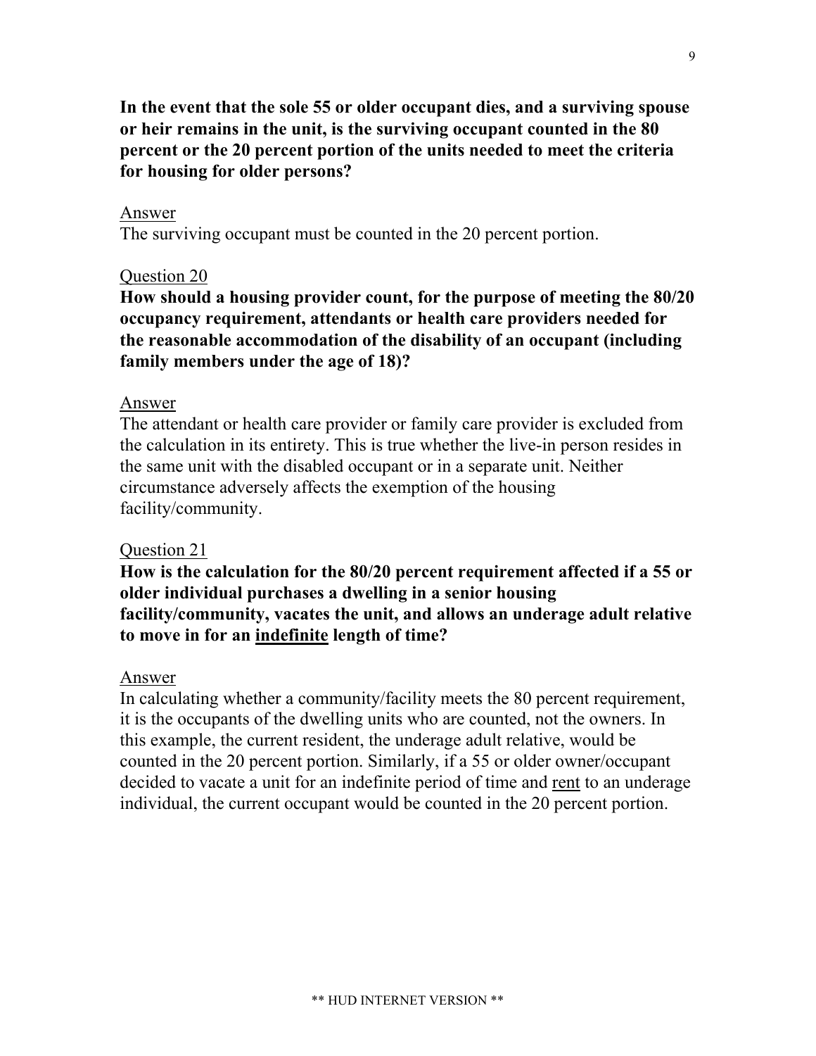**In the event that the sole 55 or older occupant dies, and a surviving spouse or heir remains in the unit, is the surviving occupant counted in the 80 percent or the 20 percent portion of the units needed to meet the criteria for housing for older persons?**

<u>Answer</u>

The surviving occupant must be counted in the 20 percent portion.

<u>Question 20</u>

**How should a housing provider count, for the purpose of meeting the 80/20 occupancy requirement, attendants or health care providers needed for the reasonable accommodation of the disability of an occupant (including family members under the age of 18)?**

<u>Answer</u>

The attendant or health care provider or family care provider is excluded from the calculation in its entirety. This is true whether the live-in person resides in the same unit with the disabled occupant or in a separate unit. Neither circumstance adversely affects the exemption of the housing facility/community.

<u>Question 21</u>

**How is the calculation for the 80/20 percent requirement affected if a 55 or older individual purchases a dwelling in a senior housing facility/community, vacates the unit, and allows an underage adult relative to move in for an <u>indefinite</u> length of time?**

<u>Answer</u>

In calculating whether a community/facility meets the 80 percent requirement, it is the occupants of the dwelling units who are counted, not the owners. In this example, the current resident, the underage adult relative, would be counted in the 20 percent portion. Similarly, if a 55 or older owner/occupant decided to vacate a unit for an indefinite period of time and <u>rent</u> to an underage individual, the current occupant would be counted in the 20 percent portion.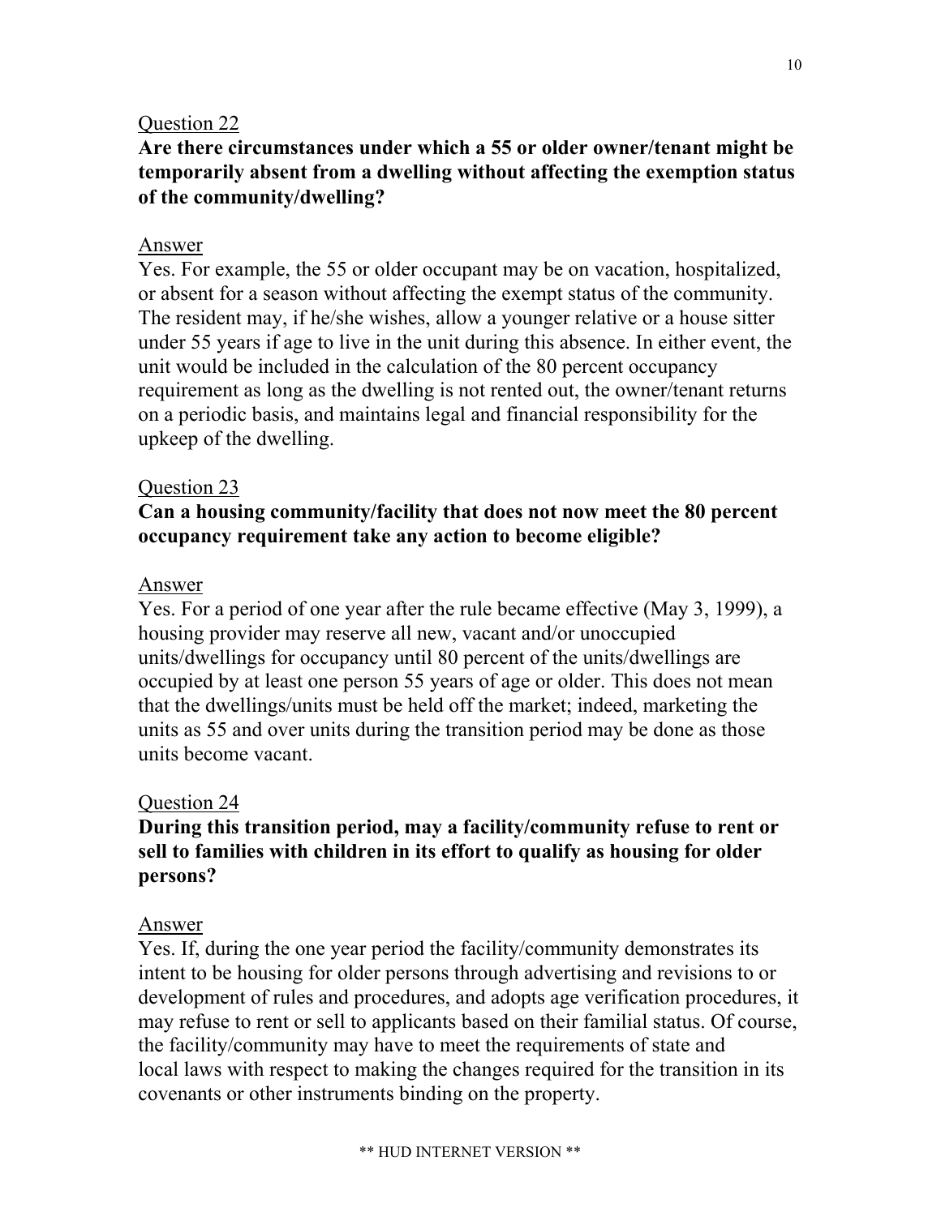Question 22

**Are there circumstances under which a 55 or older owner/tenant might be temporarily absent from a dwelling without affecting the exemption status of the community/dwelling?**

Answer

Yes. For example, the 55 or older occupant may be on vacation, hospitalized, or absent for a season without affecting the exempt status of the community. The resident may, if he/she wishes, allow a younger relative or a house sitter under 55 years if age to live in the unit during this absence. In either event, the unit would be included in the calculation of the 80 percent occupancy requirement as long as the dwelling is not rented out, the owner/tenant returns on a periodic basis, and maintains legal and financial responsibility for the upkeep of the dwelling.

Question 23

**Can a housing community/facility that does not now meet the 80 percent occupancy requirement take any action to become eligible?**

Answer

Yes. For a period of one year after the rule became effective (May 3, 1999), a housing provider may reserve all new, vacant and/or unoccupied units/dwellings for occupancy until 80 percent of the units/dwellings are occupied by at least one person 55 years of age or older. This does not mean that the dwellings/units must be held off the market; indeed, marketing the units as 55 and over units during the transition period may be done as those units become vacant.

Question 24

**During this transition period, may a facility/community refuse to rent or sell to families with children in its effort to qualify as housing for older persons?**

Answer

Yes. If, during the one year period the facility/community demonstrates its intent to be housing for older persons through advertising and revisions to or development of rules and procedures, and adopts age verification procedures, it may refuse to rent or sell to applicants based on their familial status. Of course, the facility/community may have to meet the requirements of state and local laws with respect to making the changes required for the transition in its covenants or other instruments binding on the property.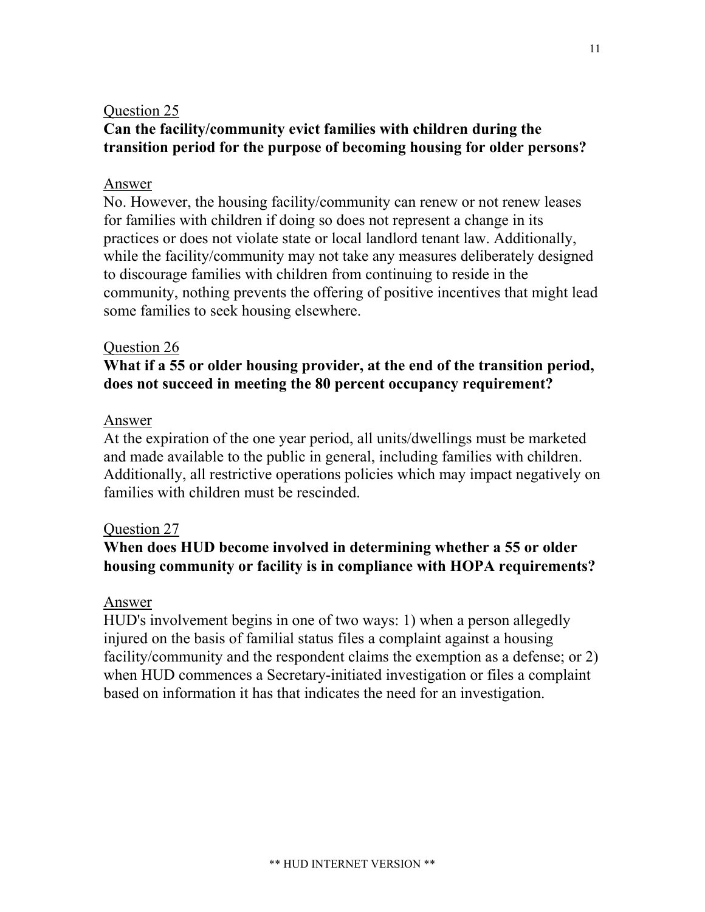Question 25

**Can the facility/community evict families with children during the transition period for the purpose of becoming housing for older persons?**

Answer

No. However, the housing facility/community can renew or not renew leases for families with children if doing so does not represent a change in its practices or does not violate state or local landlord tenant law. Additionally, while the facility/community may not take any measures deliberately designed to discourage families with children from continuing to reside in the community, nothing prevents the offering of positive incentives that might lead some families to seek housing elsewhere.

Question 26

**What if a 55 or older housing provider, at the end of the transition period, does not succeed in meeting the 80 percent occupancy requirement?**

Answer

At the expiration of the one year period, all units/dwellings must be marketed and made available to the public in general, including families with children. Additionally, all restrictive operations policies which may impact negatively on families with children must be rescinded.

Question 27

**When does HUD become involved in determining whether a 55 or older housing community or facility is in compliance with HOPA requirements?**

Answer

HUD's involvement begins in one of two ways: 1) when a person allegedly injured on the basis of familial status files a complaint against a housing facility/community and the respondent claims the exemption as a defense; or 2) when HUD commences a Secretary-initiated investigation or files a complaint based on information it has that indicates the need for an investigation.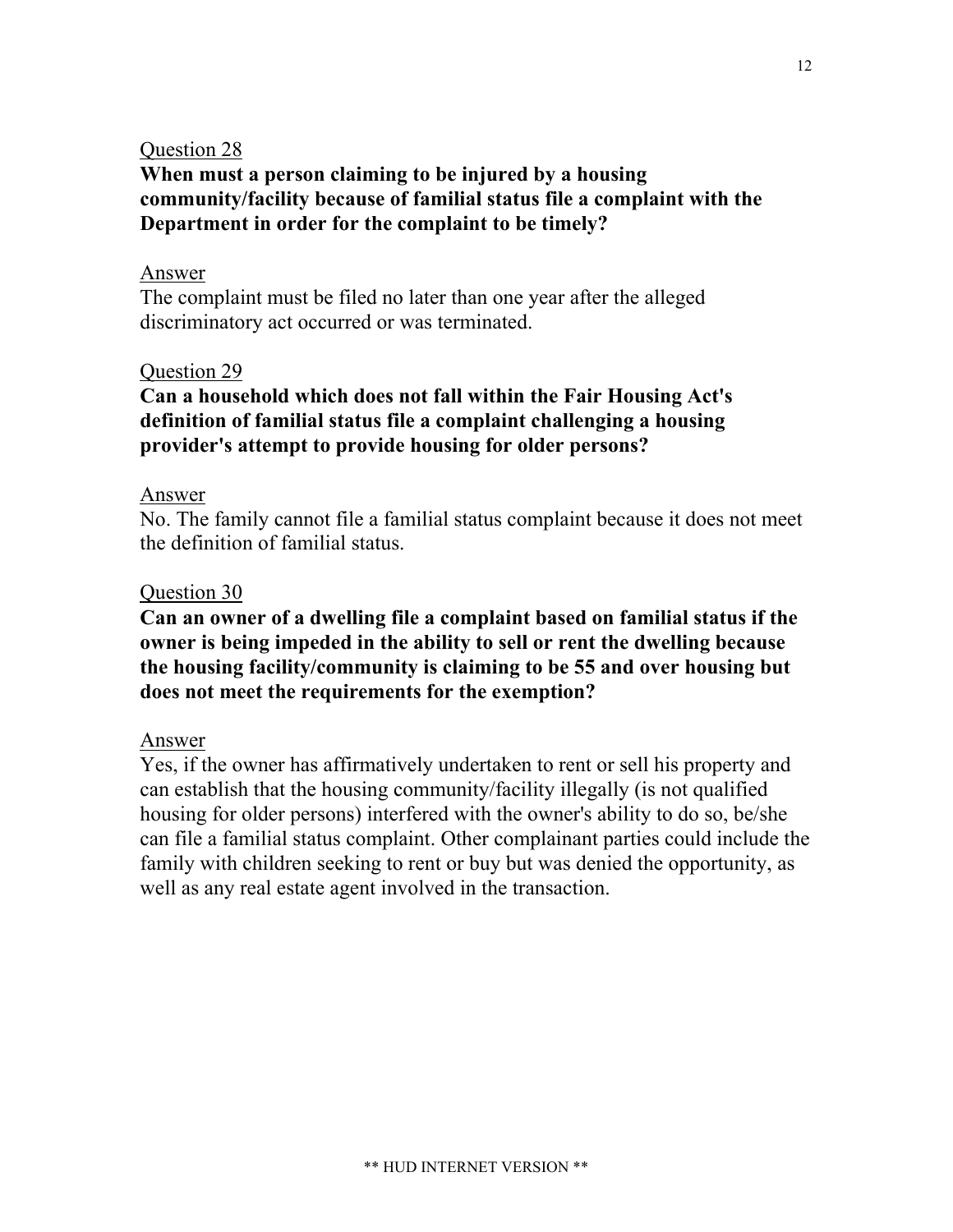<u>Question 28</u>

**When must a person claiming to be injured by a housing community/facility because of familial status file a complaint with the Department in order for the complaint to be timely?**

<u>Answer</u>

The complaint must be filed no later than one year after the alleged discriminatory act occurred or was terminated.

<u>Question 29</u>

**Can a household which does not fall within the Fair Housing Act's definition of familial status file a complaint challenging a housing provider's attempt to provide housing for older persons?**

<u>Answer</u>

No. The family cannot file a familial status complaint because it does not meet the definition of familial status.

<u>Question 30</u>

**Can an owner of a dwelling file a complaint based on familial status if the owner is being impeded in the ability to sell or rent the dwelling because the housing facility/community is claiming to be 55 and over housing but does not meet the requirements for the exemption?**

<u>Answer</u>

Yes, if the owner has affirmatively undertaken to rent or sell his property and can establish that the housing community/facility illegally (is not qualified housing for older persons) interfered with the owner's ability to do so, be/she can file a familial status complaint. Other complainant parties could include the family with children seeking to rent or buy but was denied the opportunity, as well as any real estate agent involved in the transaction.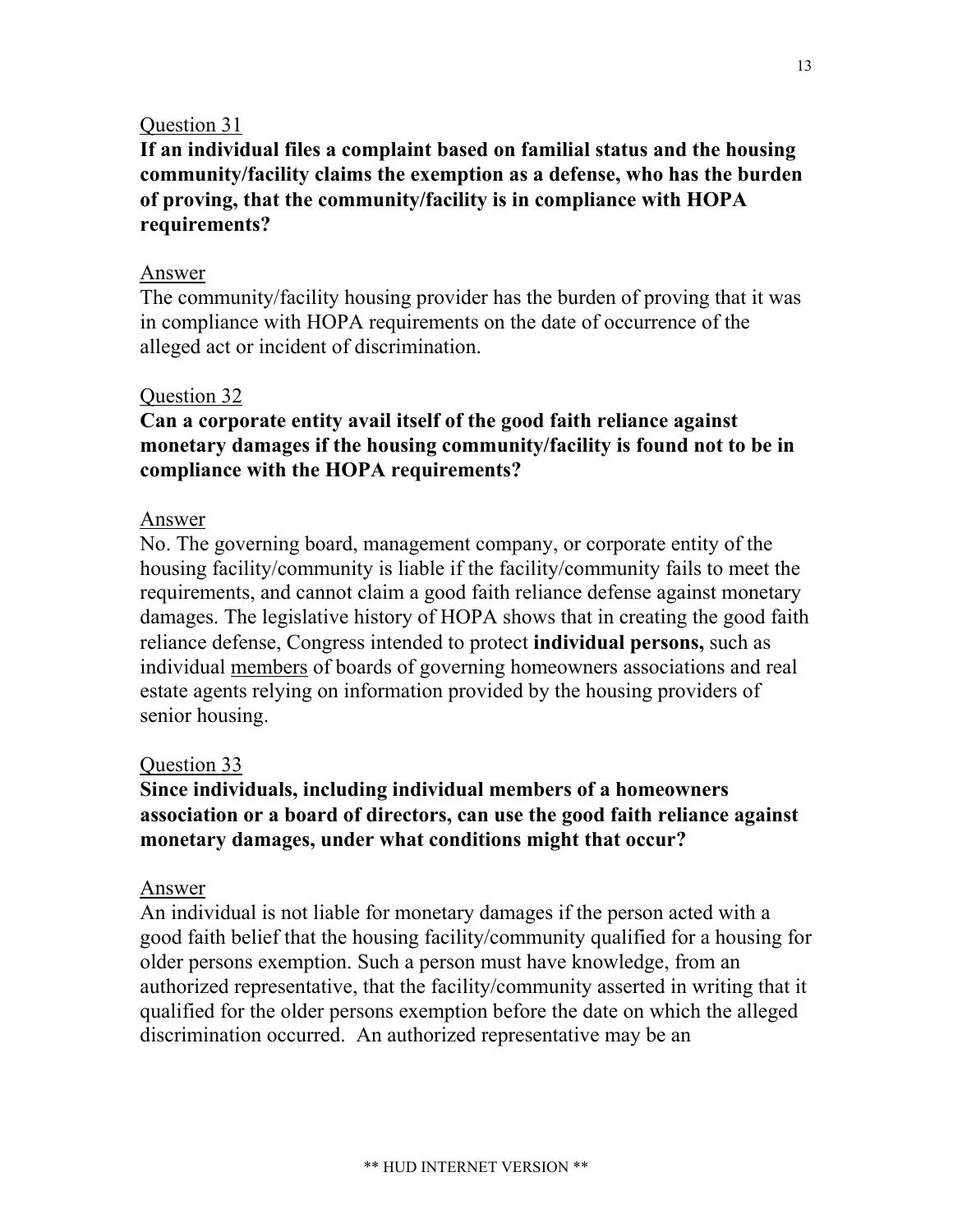Question 31

**If an individual files a complaint based on familial status and the housing community/facility claims the exemption as a defense, who has the burden of proving, that the community/facility is in compliance with HOPA requirements?**

Answer

The community/facility housing provider has the burden of proving that it was in compliance with HOPA requirements on the date of occurrence of the alleged act or incident of discrimination.

Question 32

**Can a corporate entity avail itself of the good faith reliance against monetary damages if the housing community/facility is found not to be in compliance with the HOPA requirements?**

Answer

No. The governing board, management company, or corporate entity of the housing facility/community is liable if the facility/community fails to meet the requirements, and cannot claim a good faith reliance defense against monetary damages. The legislative history of HOPA shows that in creating the good faith reliance defense, Congress intended to protect **individual persons,** such as individual members of boards of governing homeowners associations and real estate agents relying on information provided by the housing providers of senior housing.

Question 33

**Since individuals, including individual members of a homeowners association or a board of directors, can use the good faith reliance against monetary damages, under what conditions might that occur?**

Answer

An individual is not liable for monetary damages if the person acted with a good faith belief that the housing facility/community qualified for a housing for older persons exemption. Such a person must have knowledge, from an authorized representative, that the facility/community asserted in writing that it qualified for the older persons exemption before the date on which the alleged discrimination occurred. An authorized representative may be an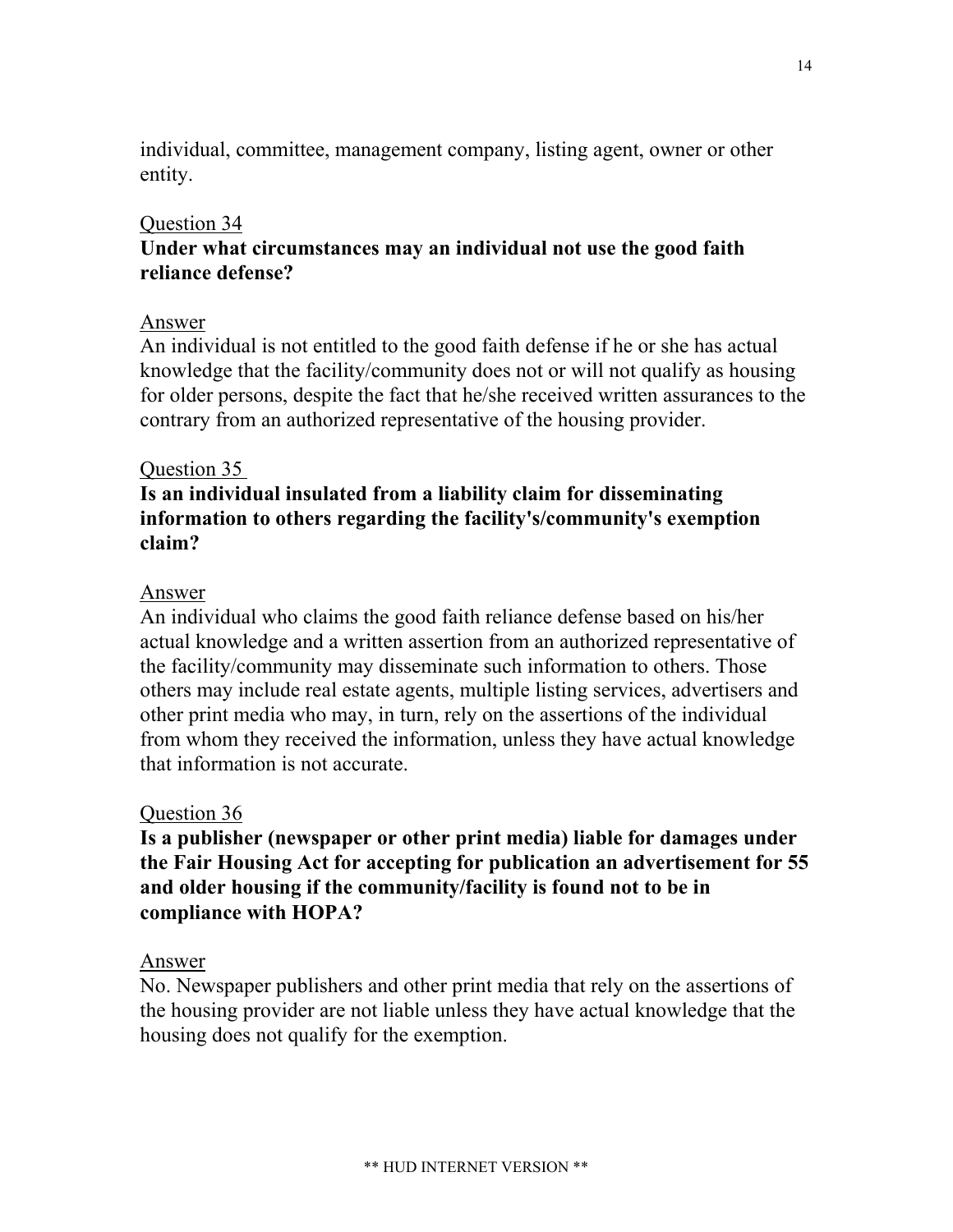individual, committee, management company, listing agent, owner or other entity.

Question 34

**Under what circumstances may an individual not use the good faith reliance defense?**

Answer

An individual is not entitled to the good faith defense if he or she has actual knowledge that the facility/community does not or will not qualify as housing for older persons, despite the fact that he/she received written assurances to the contrary from an authorized representative of the housing provider.

Question 35

**Is an individual insulated from a liability claim for disseminating information to others regarding the facility's/community's exemption claim?**

Answer

An individual who claims the good faith reliance defense based on his/her actual knowledge and a written assertion from an authorized representative of the facility/community may disseminate such information to others. Those others may include real estate agents, multiple listing services, advertisers and other print media who may, in turn, rely on the assertions of the individual from whom they received the information, unless they have actual knowledge that information is not accurate.

Question 36

**Is a publisher (newspaper or other print media) liable for damages under the Fair Housing Act for accepting for publication an advertisement for 55 and older housing if the community/facility is found not to be in compliance with HOPA?**

Answer

No. Newspaper publishers and other print media that rely on the assertions of the housing provider are not liable unless they have actual knowledge that the housing does not qualify for the exemption.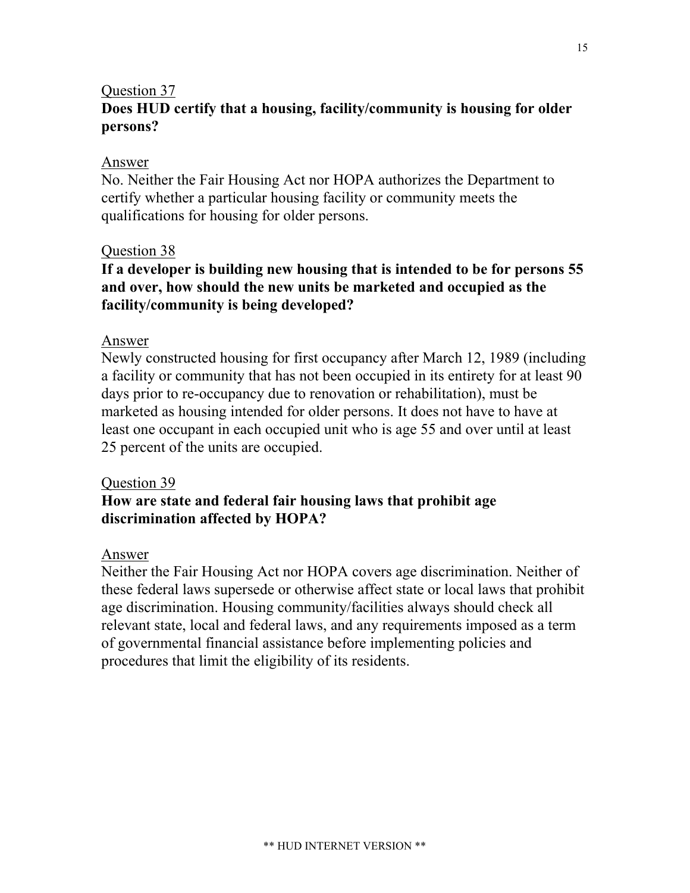Question 37

**Does HUD certify that a housing, facility/community is housing for older persons?**

Answer

No. Neither the Fair Housing Act nor HOPA authorizes the Department to certify whether a particular housing facility or community meets the qualifications for housing for older persons.

Question 38

**If a developer is building new housing that is intended to be for persons 55 and over, how should the new units be marketed and occupied as the facility/community is being developed?**

Answer

Newly constructed housing for first occupancy after March 12, 1989 (including a facility or community that has not been occupied in its entirety for at least 90 days prior to re-occupancy due to renovation or rehabilitation), must be marketed as housing intended for older persons. It does not have to have at least one occupant in each occupied unit who is age 55 and over until at least 25 percent of the units are occupied.

Question 39

**How are state and federal fair housing laws that prohibit age discrimination affected by HOPA?**

Answer

Neither the Fair Housing Act nor HOPA covers age discrimination. Neither of these federal laws supersede or otherwise affect state or local laws that prohibit age discrimination. Housing community/facilities always should check all relevant state, local and federal laws, and any requirements imposed as a term of governmental financial assistance before implementing policies and procedures that limit the eligibility of its residents.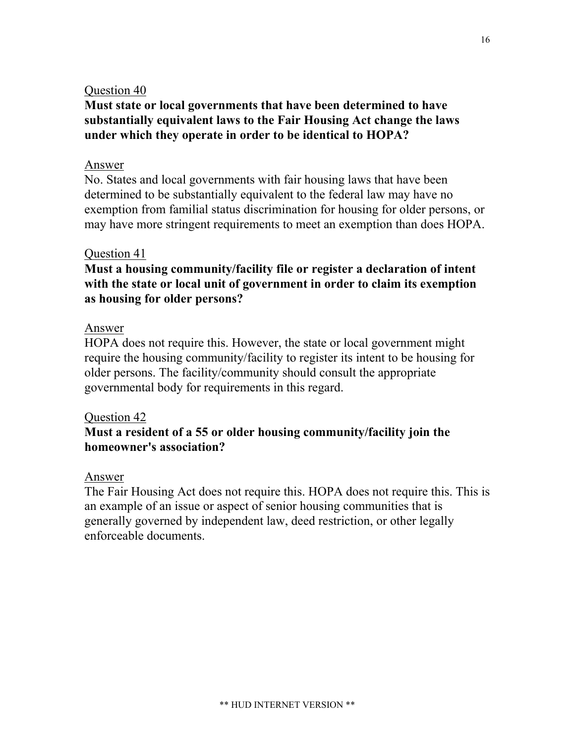Question 40

**Must state or local governments that have been determined to have substantially equivalent laws to the Fair Housing Act change the laws under which they operate in order to be identical to HOPA?**

Answer

No. States and local governments with fair housing laws that have been determined to be substantially equivalent to the federal law may have no exemption from familial status discrimination for housing for older persons, or may have more stringent requirements to meet an exemption than does HOPA.

Question 41

**Must a housing community/facility file or register a declaration of intent with the state or local unit of government in order to claim its exemption as housing for older persons?**

Answer

HOPA does not require this. However, the state or local government might require the housing community/facility to register its intent to be housing for older persons. The facility/community should consult the appropriate governmental body for requirements in this regard.

Question 42

**Must a resident of a 55 or older housing community/facility join the homeowner's association?**

Answer

The Fair Housing Act does not require this. HOPA does not require this. This is an example of an issue or aspect of senior housing communities that is generally governed by independent law, deed restriction, or other legally enforceable documents.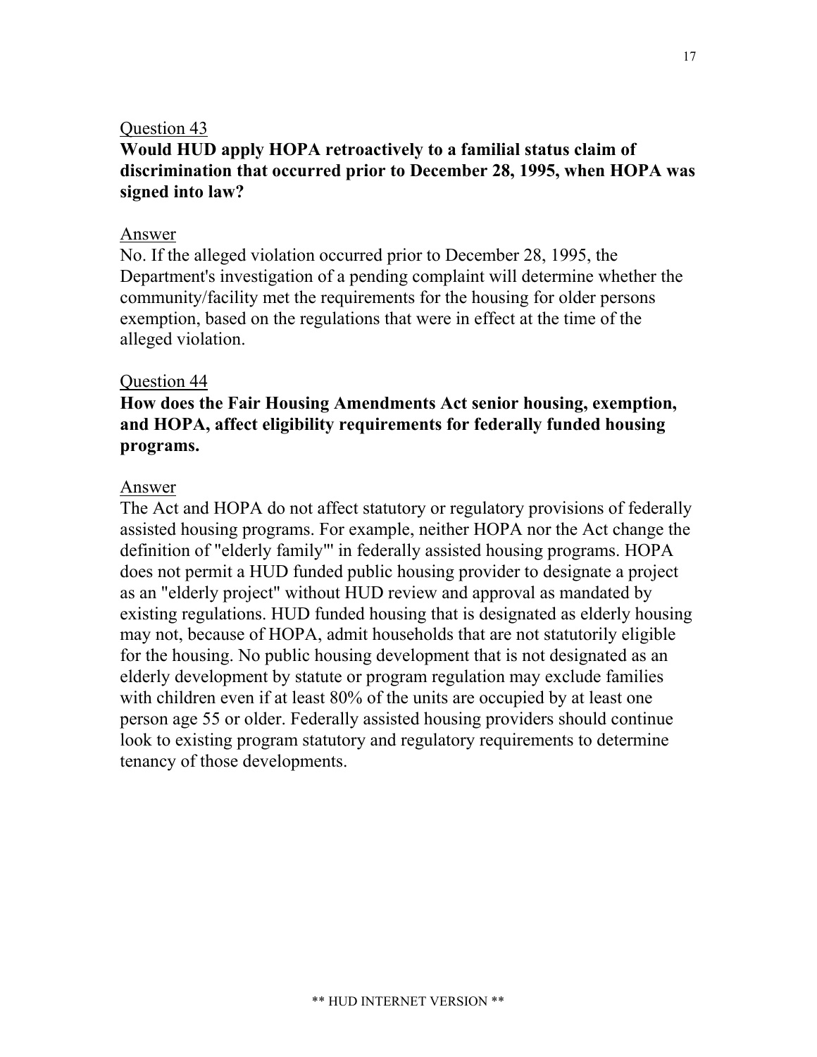Question 43

**Would HUD apply HOPA retroactively to a familial status claim of discrimination that occurred prior to December 28, 1995, when HOPA was signed into law?**

Answer

No. If the alleged violation occurred prior to December 28, 1995, the Department's investigation of a pending complaint will determine whether the community/facility met the requirements for the housing for older persons exemption, based on the regulations that were in effect at the time of the alleged violation.

Question 44

**How does the Fair Housing Amendments Act senior housing, exemption, and HOPA, affect eligibility requirements for federally funded housing programs.**

Answer

The Act and HOPA do not affect statutory or regulatory provisions of federally assisted housing programs. For example, neither HOPA nor the Act change the definition of "elderly family"' in federally assisted housing programs. HOPA does not permit a HUD funded public housing provider to designate a project as an "elderly project" without HUD review and approval as mandated by existing regulations. HUD funded housing that is designated as elderly housing may not, because of HOPA, admit households that are not statutorily eligible for the housing. No public housing development that is not designated as an elderly development by statute or program regulation may exclude families with children even if at least 80% of the units are occupied by at least one person age 55 or older. Federally assisted housing providers should continue look to existing program statutory and regulatory requirements to determine tenancy of those developments.